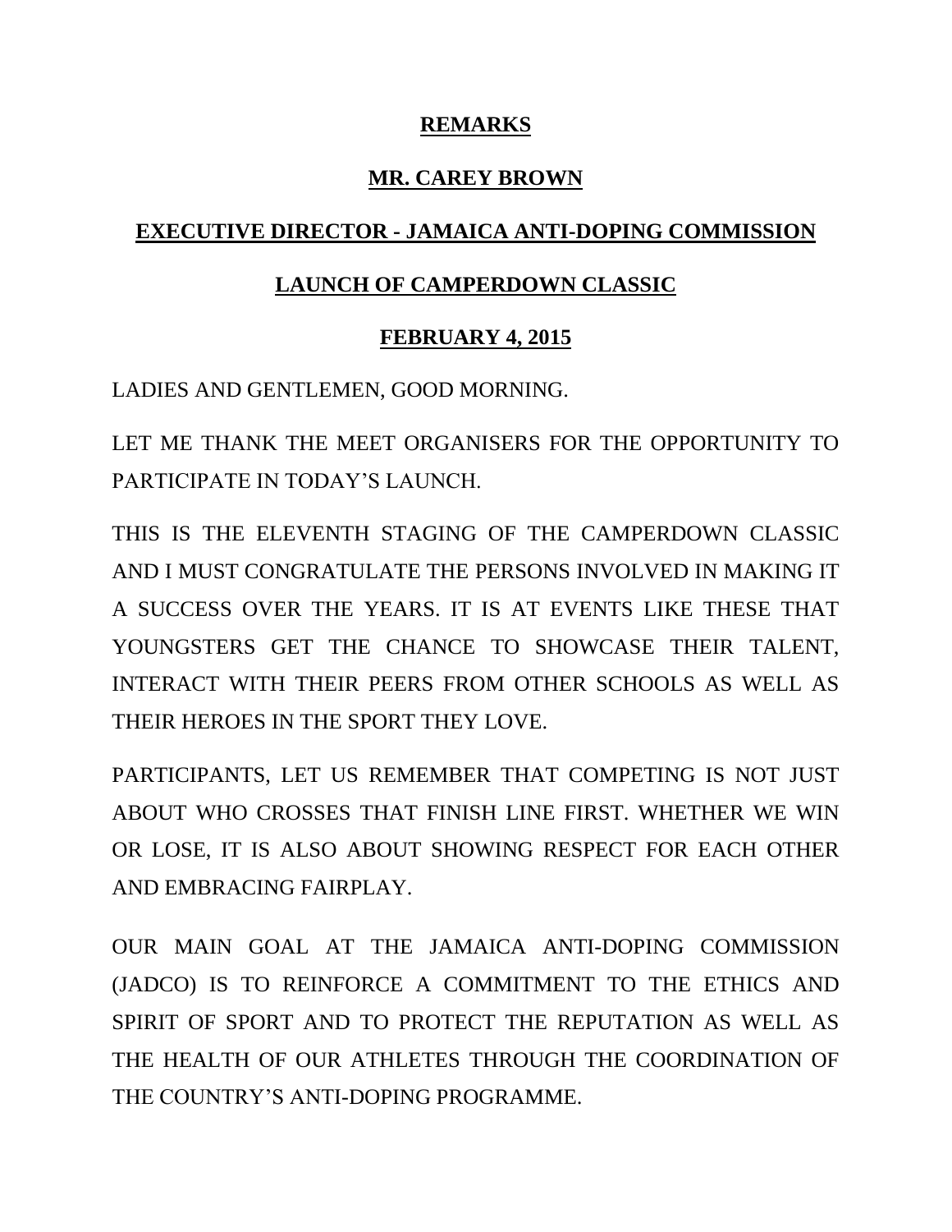**REMARKS**

**MR. CAREY BROWN**

**EXECUTIVE DIRECTOR - JAMAICA ANTI-DOPING COMMISSION**

**LAUNCH OF CAMPERDOWN CLASSIC**

**FEBRUARY 4, 2015**

LADIES AND GENTLEMEN, GOOD MORNING.

LET ME THANK THE MEET ORGANISERS FOR THE OPPORTUNITY TO PARTICIPATE IN TODAY'S LAUNCH.

THIS IS THE ELEVENTH STAGING OF THE CAMPERDOWN CLASSIC AND I MUST CONGRATULATE THE PERSONS INVOLVED IN MAKING IT A SUCCESS OVER THE YEARS. IT IS AT EVENTS LIKE THESE THAT YOUNGSTERS GET THE CHANCE TO SHOWCASE THEIR TALENT, INTERACT WITH THEIR PEERS FROM OTHER SCHOOLS AS WELL AS THEIR HEROES IN THE SPORT THEY LOVE.

PARTICIPANTS, LET US REMEMBER THAT COMPETING IS NOT JUST ABOUT WHO CROSSES THAT FINISH LINE FIRST. WHETHER WE WIN OR LOSE, IT IS ALSO ABOUT SHOWING RESPECT FOR EACH OTHER AND EMBRACING FAIRPLAY.

OUR MAIN GOAL AT THE JAMAICA ANTI-DOPING COMMISSION (JADCO) IS TO REINFORCE A COMMITMENT TO THE ETHICS AND SPIRIT OF SPORT AND TO PROTECT THE REPUTATION AS WELL AS THE HEALTH OF OUR ATHLETES THROUGH THE COORDINATION OF THE COUNTRY'S ANTI-DOPING PROGRAMME.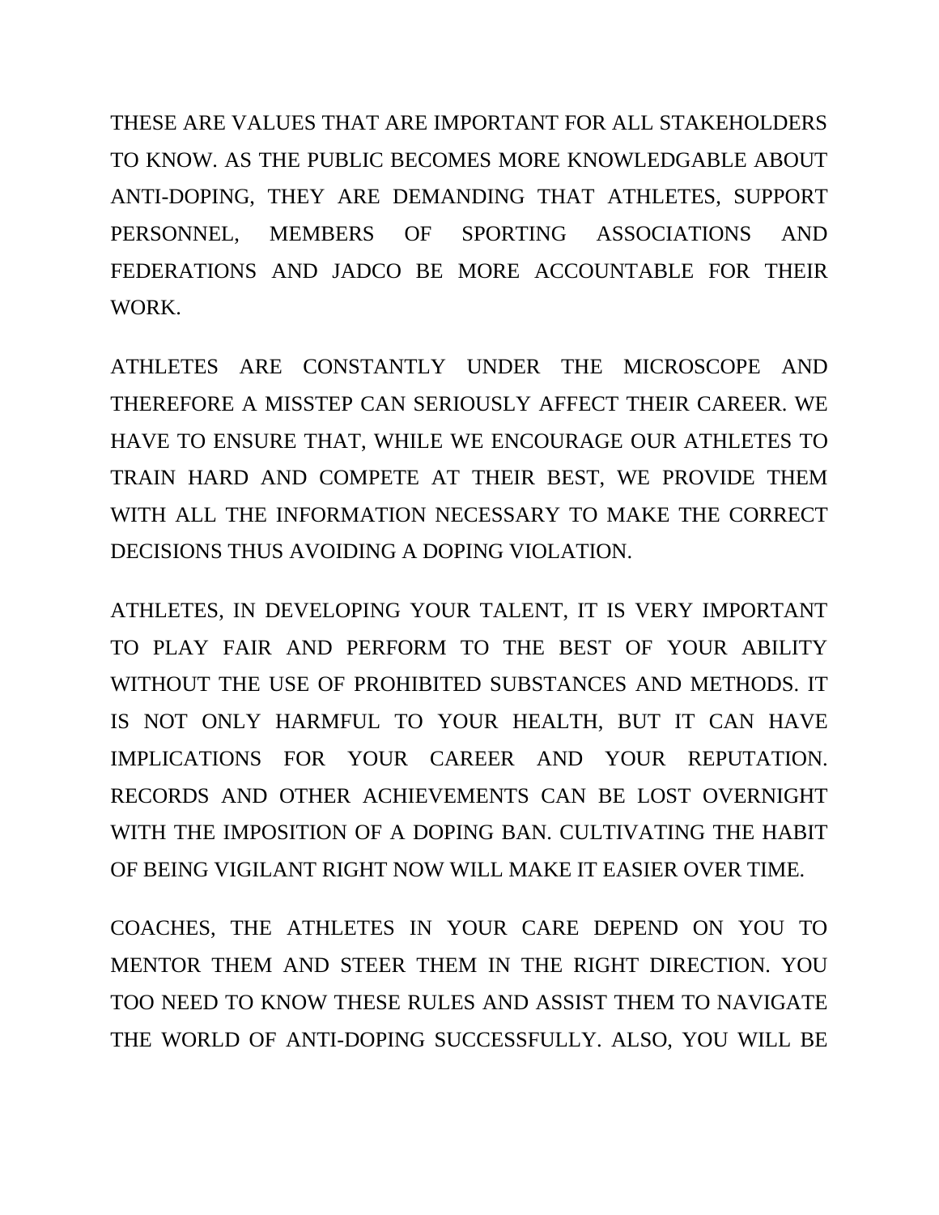THESE ARE VALUES THAT ARE IMPORTANT FOR ALL STAKEHOLDERS TO KNOW. AS THE PUBLIC BECOMES MORE KNOWLEDGABLE ABOUT ANTI-DOPING, THEY ARE DEMANDING THAT ATHLETES, SUPPORT PERSONNEL, MEMBERS OF SPORTING ASSOCIATIONS AND FEDERATIONS AND JADCO BE MORE ACCOUNTABLE FOR THEIR WORK.

ATHLETES ARE CONSTANTLY UNDER THE MICROSCOPE AND THEREFORE A MISSTEP CAN SERIOUSLY AFFECT THEIR CAREER. WE HAVE TO ENSURE THAT, WHILE WE ENCOURAGE OUR ATHLETES TO TRAIN HARD AND COMPETE AT THEIR BEST, WE PROVIDE THEM WITH ALL THE INFORMATION NECESSARY TO MAKE THE CORRECT DECISIONS THUS AVOIDING A DOPING VIOLATION.

ATHLETES, IN DEVELOPING YOUR TALENT, IT IS VERY IMPORTANT TO PLAY FAIR AND PERFORM TO THE BEST OF YOUR ABILITY WITHOUT THE USE OF PROHIBITED SUBSTANCES AND METHODS. IT IS NOT ONLY HARMFUL TO YOUR HEALTH, BUT IT CAN HAVE IMPLICATIONS FOR YOUR CAREER AND YOUR REPUTATION. RECORDS AND OTHER ACHIEVEMENTS CAN BE LOST OVERNIGHT WITH THE IMPOSITION OF A DOPING BAN. CULTIVATING THE HABIT OF BEING VIGILANT RIGHT NOW WILL MAKE IT EASIER OVER TIME.

COACHES, THE ATHLETES IN YOUR CARE DEPEND ON YOU TO MENTOR THEM AND STEER THEM IN THE RIGHT DIRECTION. YOU TOO NEED TO KNOW THESE RULES AND ASSIST THEM TO NAVIGATE THE WORLD OF ANTI-DOPING SUCCESSFULLY. ALSO, YOU WILL BE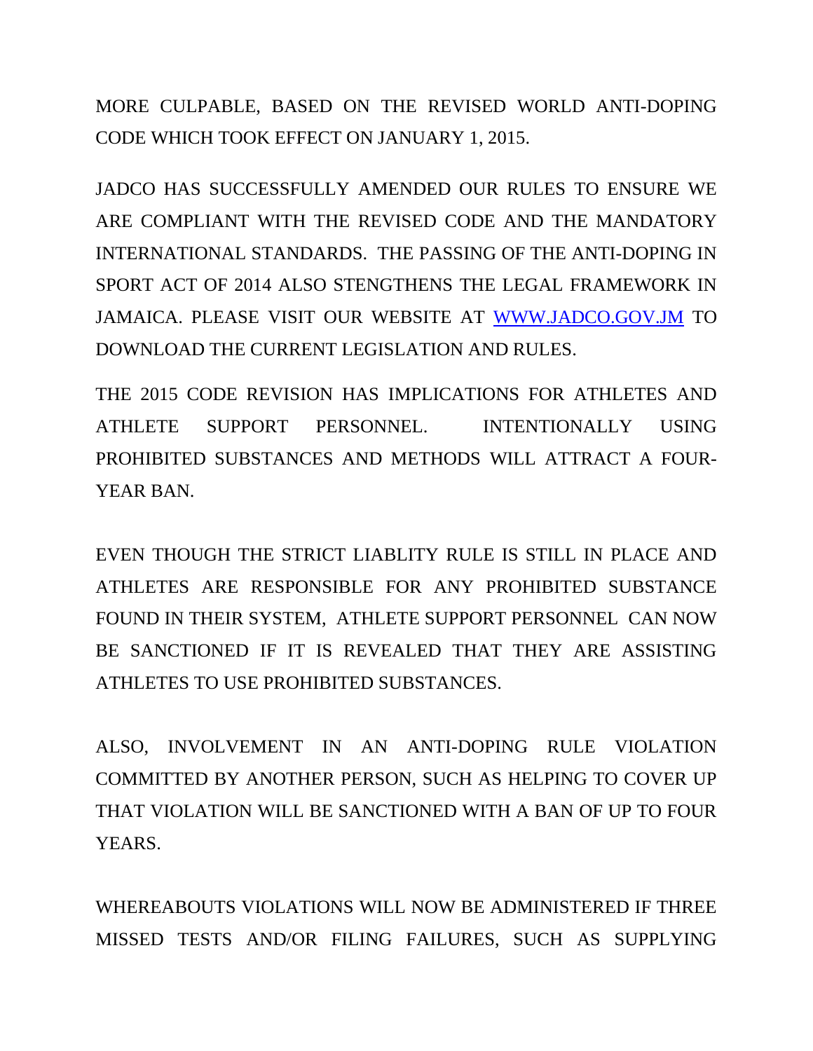MORE CULPABLE, BASED ON THE REVISED WORLD ANTI-DOPING CODE WHICH TOOK EFFECT ON JANUARY 1, 2015.

JADCO HAS SUCCESSFULLY AMENDED OUR RULES TO ENSURE WE ARE COMPLIANT WITH THE REVISED CODE AND THE MANDATORY INTERNATIONAL STANDARDS. THE PASSING OF THE ANTI-DOPING IN SPORT ACT OF 2014 ALSO STENGTHENS THE LEGAL FRAMEWORK IN JAMAICA. PLEASE VISIT OUR WEBSITE AT [WWW.JADCO.GOV.JM](http://www.jadco.gov.jm) TO DOWNLOAD THE CURRENT LEGISLATION AND RULES.

THE 2015 CODE REVISION HAS IMPLICATIONS FOR ATHLETES AND ATHLETE SUPPORT PERSONNEL. INTENTIONALLY USING PROHIBITED SUBSTANCES AND METHODS WILL ATTRACT A FOUR-YEAR BAN.

EVEN THOUGH THE STRICT LIABLITY RULE IS STILL IN PLACE AND ATHLETES ARE RESPONSIBLE FOR ANY PROHIBITED SUBSTANCE FOUND IN THEIR SYSTEM, ATHLETE SUPPORT PERSONNEL CAN NOW BE SANCTIONED IF IT IS REVEALED THAT THEY ARE ASSISTING ATHLETES TO USE PROHIBITED SUBSTANCES.

ALSO, INVOLVEMENT IN AN ANTI-DOPING RULE VIOLATION COMMITTED BY ANOTHER PERSON, SUCH AS HELPING TO COVER UP THAT VIOLATION WILL BE SANCTIONED WITH A BAN OF UP TO FOUR YEARS.

WHEREABOUTS VIOLATIONS WILL NOW BE ADMINISTERED IF THREE MISSED TESTS AND/OR FILING FAILURES, SUCH AS SUPPLYING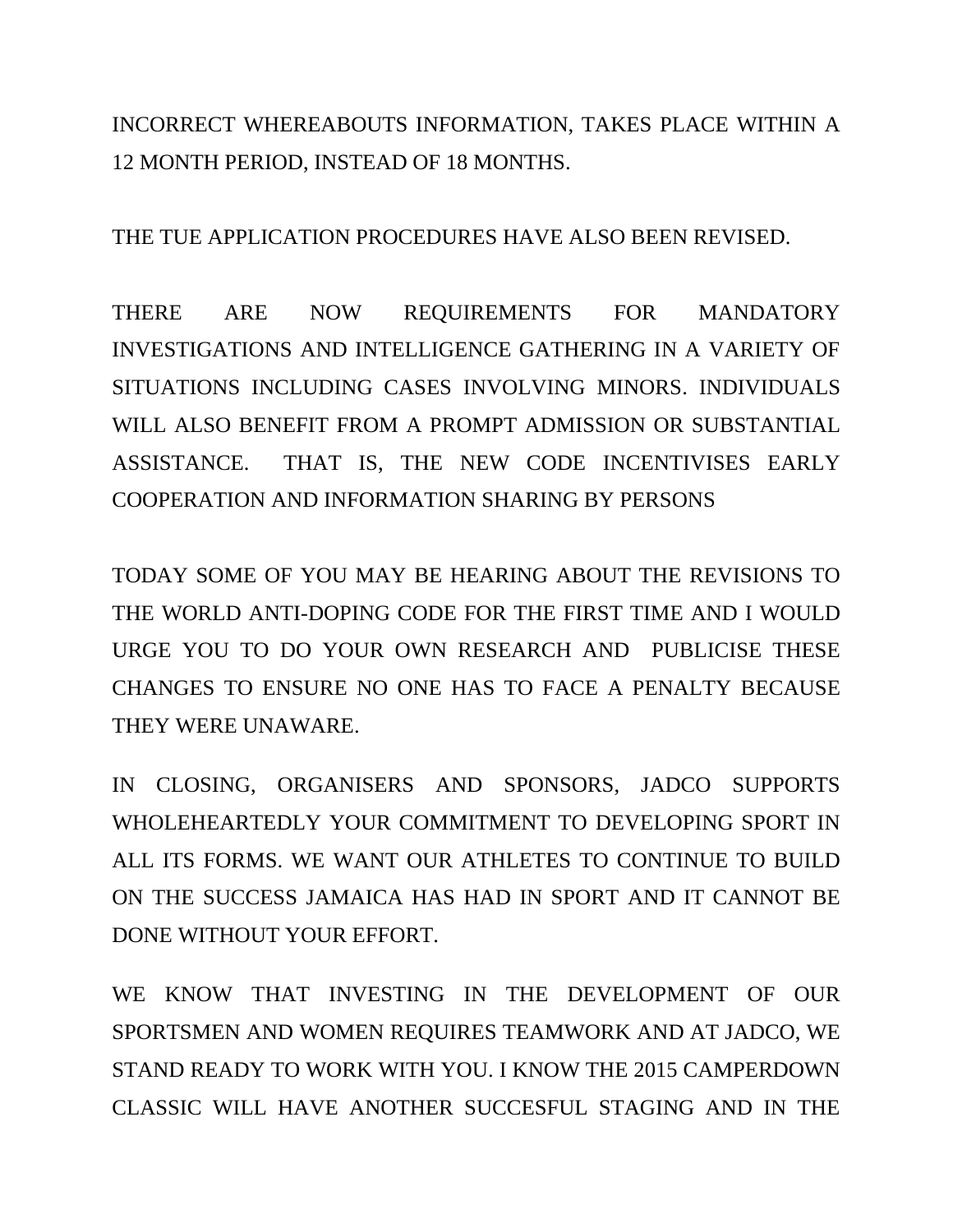INCORRECT WHEREABOUTS INFORMATION, TAKES PLACE WITHIN A 12 MONTH PERIOD, INSTEAD OF 18 MONTHS.

THE TUE APPLICATION PROCEDURES HAVE ALSO BEEN REVISED.

THERE ARE NOW REQUIREMENTS FOR MANDATORY INVESTIGATIONS AND INTELLIGENCE GATHERING IN A VARIETY OF SITUATIONS INCLUDING CASES INVOLVING MINORS. INDIVIDUALS WILL ALSO BENEFIT FROM A PROMPT ADMISSION OR SUBSTANTIAL ASSISTANCE. THAT IS, THE NEW CODE INCENTIVISES EARLY COOPERATION AND INFORMATION SHARING BY PERSONS

TODAY SOME OF YOU MAY BE HEARING ABOUT THE REVISIONS TO THE WORLD ANTI-DOPING CODE FOR THE FIRST TIME AND I WOULD URGE YOU TO DO YOUR OWN RESEARCH AND PUBLICISE THESE CHANGES TO ENSURE NO ONE HAS TO FACE A PENALTY BECAUSE THEY WERE UNAWARE.

IN CLOSING, ORGANISERS AND SPONSORS, JADCO SUPPORTS WHOLEHEARTEDLY YOUR COMMITMENT TO DEVELOPING SPORT IN ALL ITS FORMS. WE WANT OUR ATHLETES TO CONTINUE TO BUILD ON THE SUCCESS JAMAICA HAS HAD IN SPORT AND IT CANNOT BE DONE WITHOUT YOUR EFFORT.

WE KNOW THAT INVESTING IN THE DEVELOPMENT OF OUR SPORTSMEN AND WOMEN REQUIRES TEAMWORK AND AT JADCO, WE STAND READY TO WORK WITH YOU. I KNOW THE 2015 CAMPERDOWN CLASSIC WILL HAVE ANOTHER SUCCESFUL STAGING AND IN THE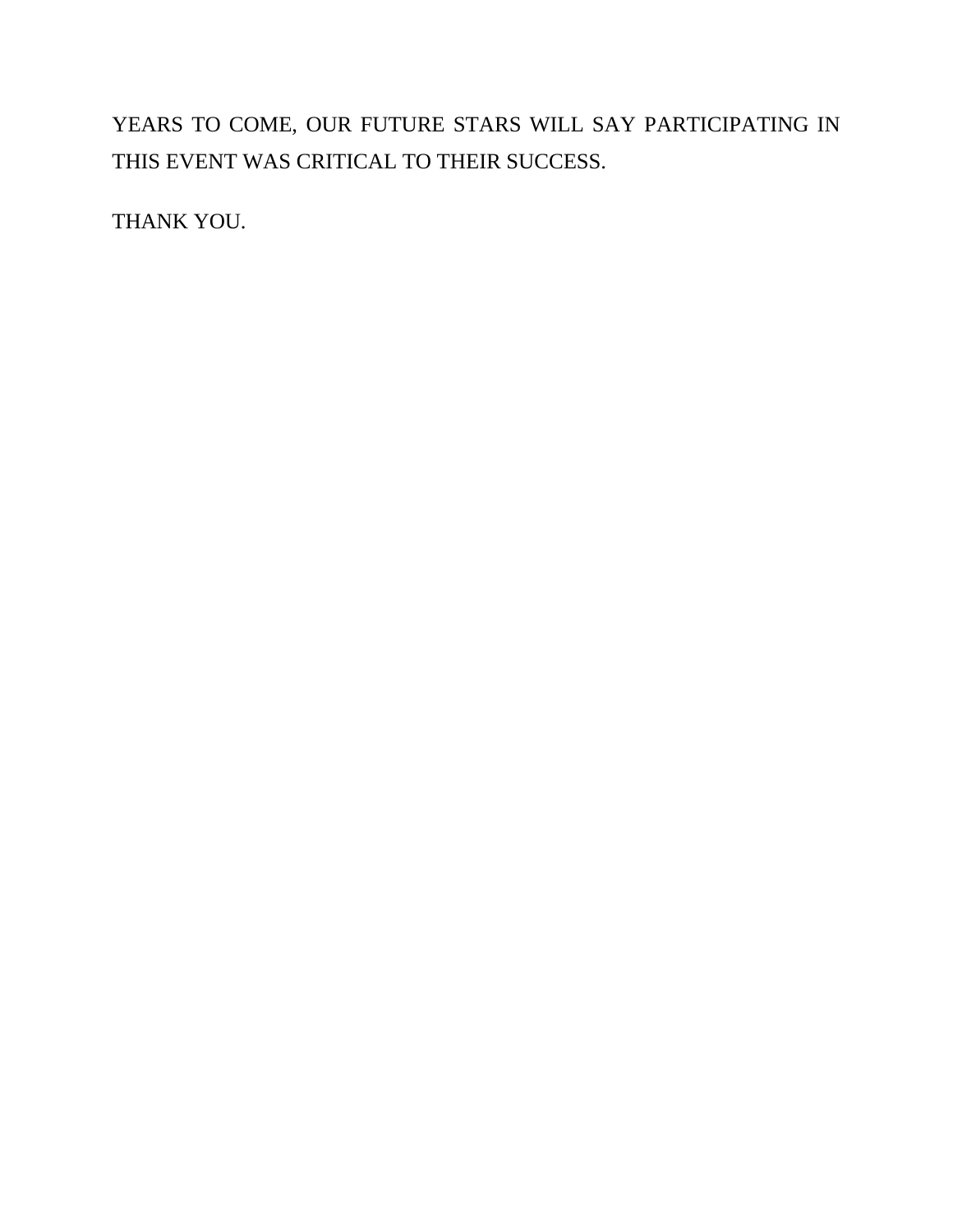YEARS TO COME, OUR FUTURE STARS WILL SAY PARTICIPATING IN THIS EVENT WAS CRITICAL TO THEIR SUCCESS.

THANK YOU.